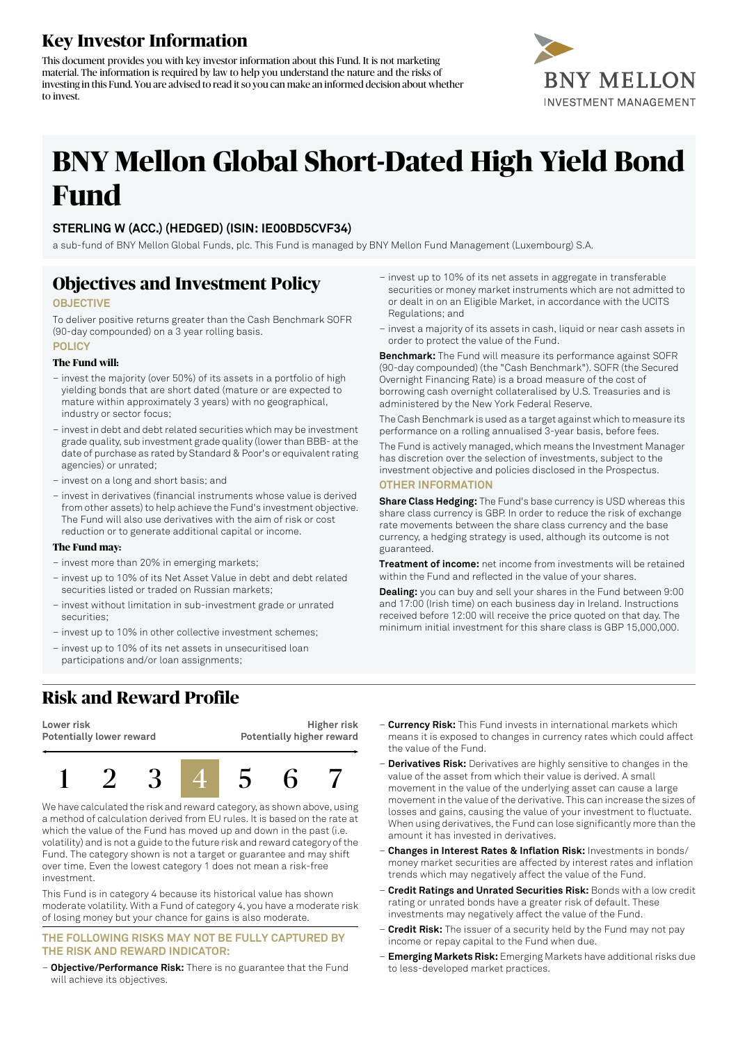## Key Investor Information

This document provides you with key investor information about this Fund. It is not marketing material. The information is required by law to help you understand the nature and the risks of investing in this Fund. You are advised to read it so you can make an informed decision about whether to invest.

# BNY Mellon Global Short-Dated High Yield Bond Fund

### STERLING W (ACC.) (HEDGED) (ISIN: IE00BD5CVF34)

a sub-fund of BNY Mellon Global Funds, plc. This Fund is managed by BNY Mellon Fund Management (Luxembourg) S.A.

## Objectives and Investment Policy

**OBJECTIVE**

To deliver positive returns greater than the Cash Benchmark SOFR (90-day compounded) on a 3 year rolling basis.

**POLICY**

**The Fund will:**

- invest the majority (over 50%) of its assets in a portfolio of high yielding bonds that are short dated (mature or are expected to mature within approximately 3 years) with no geographical, industry or sector focus;
- invest in debt and debt related securities which may be investment grade quality, sub investment grade quality (lower than BBB- at the date of purchase as rated by Standard & Poor's or equivalent rating agencies) or unrated;
- invest on a long and short basis; and
- invest in derivatives (financial instruments whose value is derived from other assets) to help achieve the Fund's investment objective. The Fund will also use derivatives with the aim of risk or cost reduction or to generate additional capital or income.

**The Fund may:**

- invest more than 20% in emerging markets;
- invest up to 10% of its Net Asset Value in debt and debt related securities listed or traded on Russian markets;
- invest without limitation in sub-investment grade or unrated securities;
- invest up to 10% in other collective investment schemes;
- invest up to 10% of its net assets in unsecuritised loan participations and/or loan assignments;
- invest up to 10% of its net assets in aggregate in transferable securities or money market instruments which are not admitted to or dealt in on an Eligible Market, in accordance with the UCITS Regulations; and
- invest a majority of its assets in cash, liquid or near cash assets in order to protect the value of the Fund.

**Benchmark:** The Fund will measure its performance against SOFR (90-day compounded) (the "Cash Benchmark"). SOFR (the Secured Overnight Financing Rate) is a broad measure of the cost of borrowing cash overnight collateralised by U.S. Treasuries and is administered by the New York Federal Reserve.

The Cash Benchmark is used as a target against which to measure its performance on a rolling annualised 3-year basis, before fees.

The Fund is actively managed, which means the Investment Manager has discretion over the selection of investments, subject to the investment objective and policies disclosed in the Prospectus.

**OTHER INFORMATION**

**Share Class Hedging:** The Fund's base currency is USD whereas this share class currency is GBP. In order to reduce the risk of exchange rate movements between the share class currency and the base currency, a hedging strategy is used, although its outcome is not guaranteed.

**Treatment of income:** net income from investments will be retained within the Fund and reflected in the value of your shares.

**Dealing:** you can buy and sell your shares in the Fund between 9:00 and 17:00 (Irish time) on each business day in Ireland. Instructions received before 12:00 will receive the price quoted on that day. The minimum initial investment for this share class is GBP 15,000,000.

## Risk and Reward Profile

| Lower risk<br>Potentially lower reward | | | | | | Higher risk<br>Potentially higher reward |
|---|---|---|---|---|---|---|
| 1 | 2 | 3 | **4** | 5 | 6 | 7 |

We have calculated the risk and reward category, as shown above, using a method of calculation derived from EU rules. It is based on the rate at which the value of the Fund has moved up and down in the past (i.e. volatility) and is not a guide to the future risk and reward category of the Fund. The category shown is not a target or guarantee and may shift over time. Even the lowest category 1 does not mean a risk-free investment.

This Fund is in category 4 because its historical value has shown moderate volatility. With a Fund of category 4, you have a moderate risk of losing money but your chance for gains is also moderate.

**THE FOLLOWING RISKS MAY NOT BE FULLY CAPTURED BY THE RISK AND REWARD INDICATOR:**

- **Objective/Performance Risk:** There is no guarantee that the Fund will achieve its objectives.
- **Currency Risk:** This Fund invests in international markets which means it is exposed to changes in currency rates which could affect the value of the Fund.
- **Derivatives Risk:** Derivatives are highly sensitive to changes in the value of the asset from which their value is derived. A small movement in the value of the underlying asset can cause a large movement in the value of the derivative. This can increase the sizes of losses and gains, causing the value of your investment to fluctuate. When using derivatives, the Fund can lose significantly more than the amount it has invested in derivatives.
- **Changes in Interest Rates & Inflation Risk:** Investments in bonds/money market securities are affected by interest rates and inflation trends which may negatively affect the value of the Fund.
- **Credit Ratings and Unrated Securities Risk:** Bonds with a low credit rating or unrated bonds have a greater risk of default. These investments may negatively affect the value of the Fund.
- **Credit Risk:** The issuer of a security held by the Fund may not pay income or repay capital to the Fund when due.
- **Emerging Markets Risk:** Emerging Markets have additional risks due to less-developed market practices.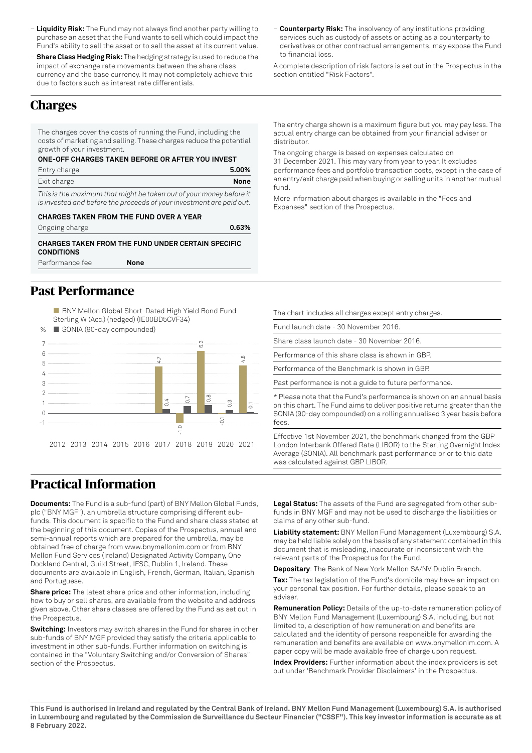- **Liquidity Risk:** The Fund may not always find another party willing to purchase an asset that the Fund wants to sell which could impact the Fund's ability to sell the asset or to sell the asset at its current value.
- **Share Class Hedging Risk:** The hedging strategy is used to reduce the impact of exchange rate movements between the share class currency and the base currency. It may not completely achieve this due to factors such as interest rate differentials.
- **Counterparty Risk:** The insolvency of any institutions providing services such as custody of assets or acting as a counterparty to derivatives or other contractual arrangements, may expose the Fund to financial loss.

A complete description of risk factors is set out in the Prospectus in the section entitled "Risk Factors".

# Charges

The charges cover the costs of running the Fund, including the costs of marketing and selling. These charges reduce the potential growth of your investment.

**ONE-OFF CHARGES TAKEN BEFORE OR AFTER YOU INVEST**

| | |
|---|---|
| Entry charge | **5.00%** |
| Exit charge | **None** |

*This is the maximum that might be taken out of your money before it is invested and before the proceeds of your investment are paid out.*

**CHARGES TAKEN FROM THE FUND OVER A YEAR**

| | |
|---|---|
| Ongoing charge | **0.63%** |

**CHARGES TAKEN FROM THE FUND UNDER CERTAIN SPECIFIC CONDITIONS**

| | |
|---|---|
| Performance fee | **None** |

The entry charge shown is a maximum figure but you may pay less. The actual entry charge can be obtained from your financial adviser or distributor.

The ongoing charge is based on expenses calculated on 31 December 2021. This may vary from year to year. It excludes performance fees and portfolio transaction costs, except in the case of an entry/exit charge paid when buying or selling units in another mutual fund.

More information about charges is available in the "Fees and Expenses" section of the Prospectus.

# Past Performance

BNY Mellon Global Short-Dated High Yield Bond Fund Sterling W (Acc.) (hedged) (IE00BD5CVF34)

SONIA (90-day compounded)

%

7
6
5
4
3
2
1
0
-1

4.7 0.4 -1.0 0.7 6.3 0.8 -0.1 0.3 4.8 0.1

2012 2013 2014 2015 2016 2017 2018 2019 2020 2021

The chart includes all charges except entry charges.

Fund launch date - 30 November 2016.

Share class launch date - 30 November 2016.

Performance of this share class is shown in GBP.

Performance of the Benchmark is shown in GBP.

Past performance is not a guide to future performance.

* Please note that the Fund's performance is shown on an annual basis on this chart. The Fund aims to deliver positive returns greater than the SONIA (90-day compounded) on a rolling annualised 3 year basis before fees.

Effective 1st November 2021, the benchmark changed from the GBP London Interbank Offered Rate (LIBOR) to the Sterling Overnight Index Average (SONIA). All benchmark past performance prior to this date was calculated against GBP LIBOR.

# Practical Information

**Documents:** The Fund is a sub-fund (part) of BNY Mellon Global Funds, plc ("BNY MGF"), an umbrella structure comprising different sub-funds. This document is specific to the Fund and share class stated at the beginning of this document. Copies of the Prospectus, annual and semi-annual reports which are prepared for the umbrella, may be obtained free of charge from www.bnymellonim.com or from BNY Mellon Fund Services (Ireland) Designated Activity Company, One Dockland Central, Guild Street, IFSC, Dublin 1, Ireland. These documents are available in English, French, German, Italian, Spanish and Portuguese.

**Share price:** The latest share price and other information, including how to buy or sell shares, are available from the website and address given above. Other share classes are offered by the Fund as set out in the Prospectus.

**Switching:** Investors may switch shares in the Fund for shares in other sub-funds of BNY MGF provided they satisfy the criteria applicable to investment in other sub-funds. Further information on switching is contained in the "Voluntary Switching and/or Conversion of Shares" section of the Prospectus.

**Legal Status:** The assets of the Fund are segregated from other sub-funds in BNY MGF and may not be used to discharge the liabilities or claims of any other sub-fund.

**Liability statement:** BNY Mellon Fund Management (Luxembourg) S.A. may be held liable solely on the basis of any statement contained in this document that is misleading, inaccurate or inconsistent with the relevant parts of the Prospectus for the Fund.

**Depositary**: The Bank of New York Mellon SA/NV Dublin Branch.

**Tax:** The tax legislation of the Fund's domicile may have an impact on your personal tax position. For further details, please speak to an adviser.

**Remuneration Policy:** Details of the up-to-date remuneration policy of BNY Mellon Fund Management (Luxembourg) S.A. including, but not limited to, a description of how remuneration and benefits are calculated and the identity of persons responsible for awarding the remuneration and benefits are available on www.bnymellonim.com. A paper copy will be made available free of charge upon request.

**Index Providers:** Further information about the index providers is set out under 'Benchmark Provider Disclaimers' in the Prospectus.

**This Fund is authorised in Ireland and regulated by the Central Bank of Ireland. BNY Mellon Fund Management (Luxembourg) S.A. is authorised in Luxembourg and regulated by the Commission de Surveillance du Secteur Financier ("CSSF"). This key investor information is accurate as at 8 February 2022.**